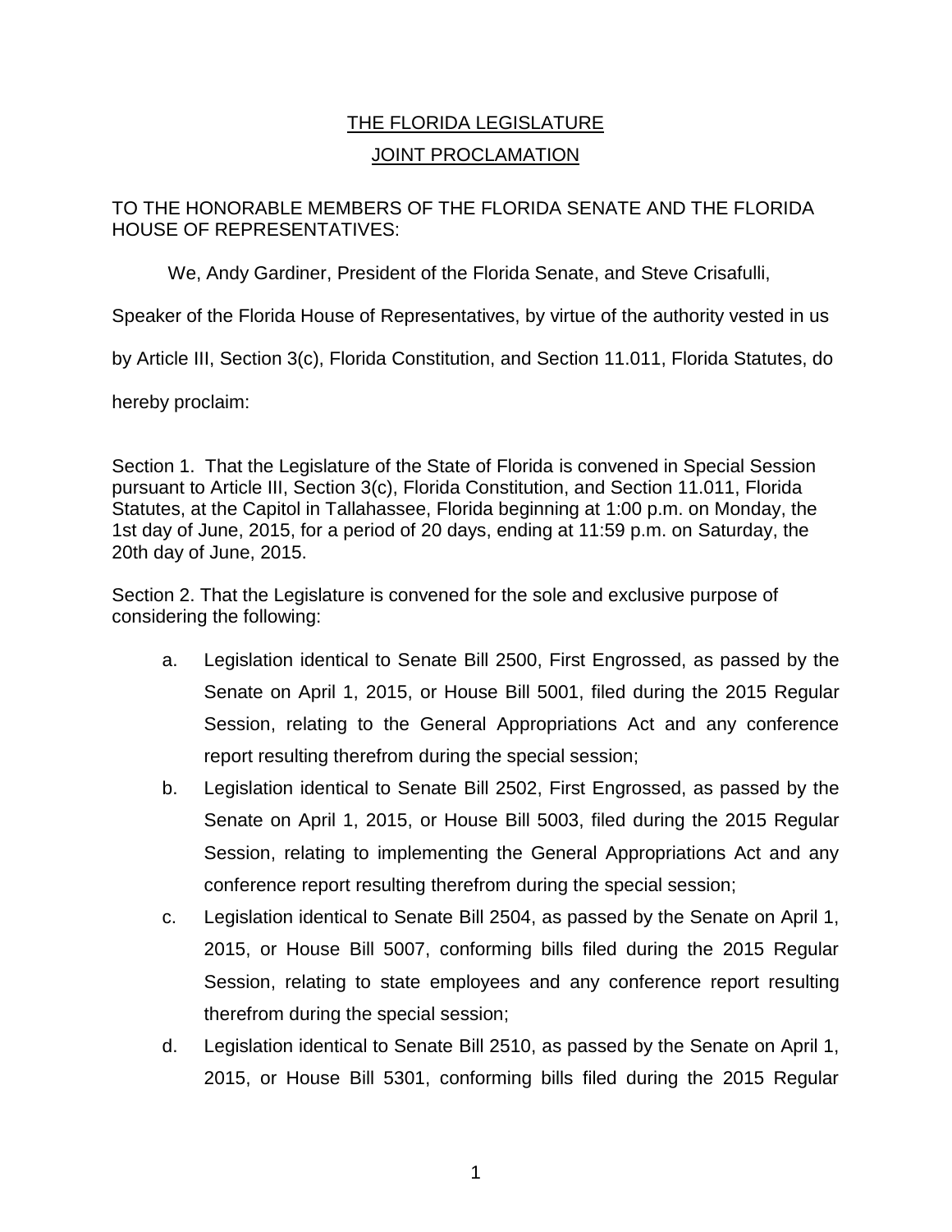# THE FLORIDA LEGISLATURE

## JOINT PROCLAMATION

TO THE HONORABLE MEMBERS OF THE FLORIDA SENATE AND THE FLORIDA HOUSE OF REPRESENTATIVES:

We, Andy Gardiner, President of the Florida Senate, and Steve Crisafulli, Speaker of the Florida House of Representatives, by virtue of the authority vested in us by Article III, Section 3(c), Florida Constitution, and Section 11.011, Florida Statutes, do hereby proclaim:

Section 1. That the Legislature of the State of Florida is convened in Special Session pursuant to Article III, Section 3(c), Florida Constitution, and Section 11.011, Florida Statutes, at the Capitol in Tallahassee, Florida beginning at 1:00 p.m. on Monday, the 1st day of June, 2015, for a period of 20 days, ending at 11:59 p.m. on Saturday, the 20th day of June, 2015.

Section 2. That the Legislature is convened for the sole and exclusive purpose of considering the following:

a. Legislation identical to Senate Bill 2500, First Engrossed, as passed by the Senate on April 1, 2015, or House Bill 5001, filed during the 2015 Regular Session, relating to the General Appropriations Act and any conference report resulting therefrom during the special session;

b. Legislation identical to Senate Bill 2502, First Engrossed, as passed by the Senate on April 1, 2015, or House Bill 5003, filed during the 2015 Regular Session, relating to implementing the General Appropriations Act and any conference report resulting therefrom during the special session;

c. Legislation identical to Senate Bill 2504, as passed by the Senate on April 1, 2015, or House Bill 5007, conforming bills filed during the 2015 Regular Session, relating to state employees and any conference report resulting therefrom during the special session;

d. Legislation identical to Senate Bill 2510, as passed by the Senate on April 1, 2015, or House Bill 5301, conforming bills filed during the 2015 Regular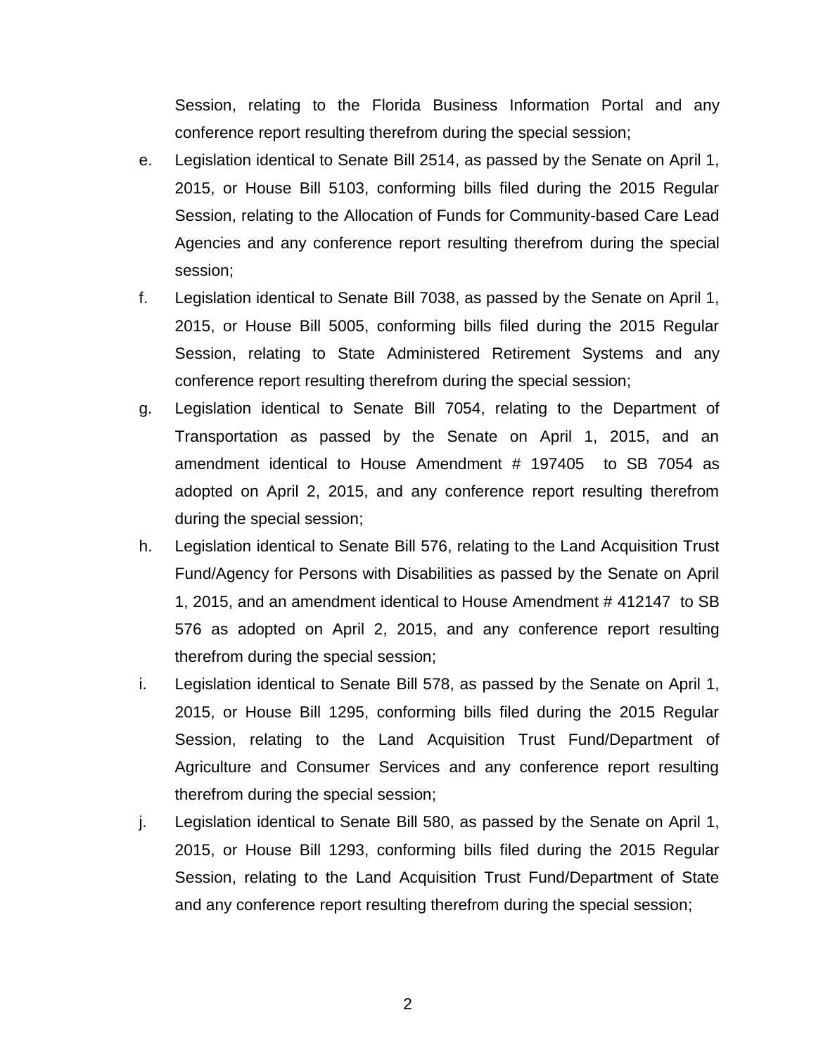Session, relating to the Florida Business Information Portal and any conference report resulting therefrom during the special session;

e. Legislation identical to Senate Bill 2514, as passed by the Senate on April 1, 2015, or House Bill 5103, conforming bills filed during the 2015 Regular Session, relating to the Allocation of Funds for Community-based Care Lead Agencies and any conference report resulting therefrom during the special session;

f. Legislation identical to Senate Bill 7038, as passed by the Senate on April 1, 2015, or House Bill 5005, conforming bills filed during the 2015 Regular Session, relating to State Administered Retirement Systems and any conference report resulting therefrom during the special session;

g. Legislation identical to Senate Bill 7054, relating to the Department of Transportation as passed by the Senate on April 1, 2015, and an amendment identical to House Amendment # 197405 to SB 7054 as adopted on April 2, 2015, and any conference report resulting therefrom during the special session;

h. Legislation identical to Senate Bill 576, relating to the Land Acquisition Trust Fund/Agency for Persons with Disabilities as passed by the Senate on April 1, 2015, and an amendment identical to House Amendment # 412147 to SB 576 as adopted on April 2, 2015, and any conference report resulting therefrom during the special session;

i. Legislation identical to Senate Bill 578, as passed by the Senate on April 1, 2015, or House Bill 1295, conforming bills filed during the 2015 Regular Session, relating to the Land Acquisition Trust Fund/Department of Agriculture and Consumer Services and any conference report resulting therefrom during the special session;

j. Legislation identical to Senate Bill 580, as passed by the Senate on April 1, 2015, or House Bill 1293, conforming bills filed during the 2015 Regular Session, relating to the Land Acquisition Trust Fund/Department of State and any conference report resulting therefrom during the special session;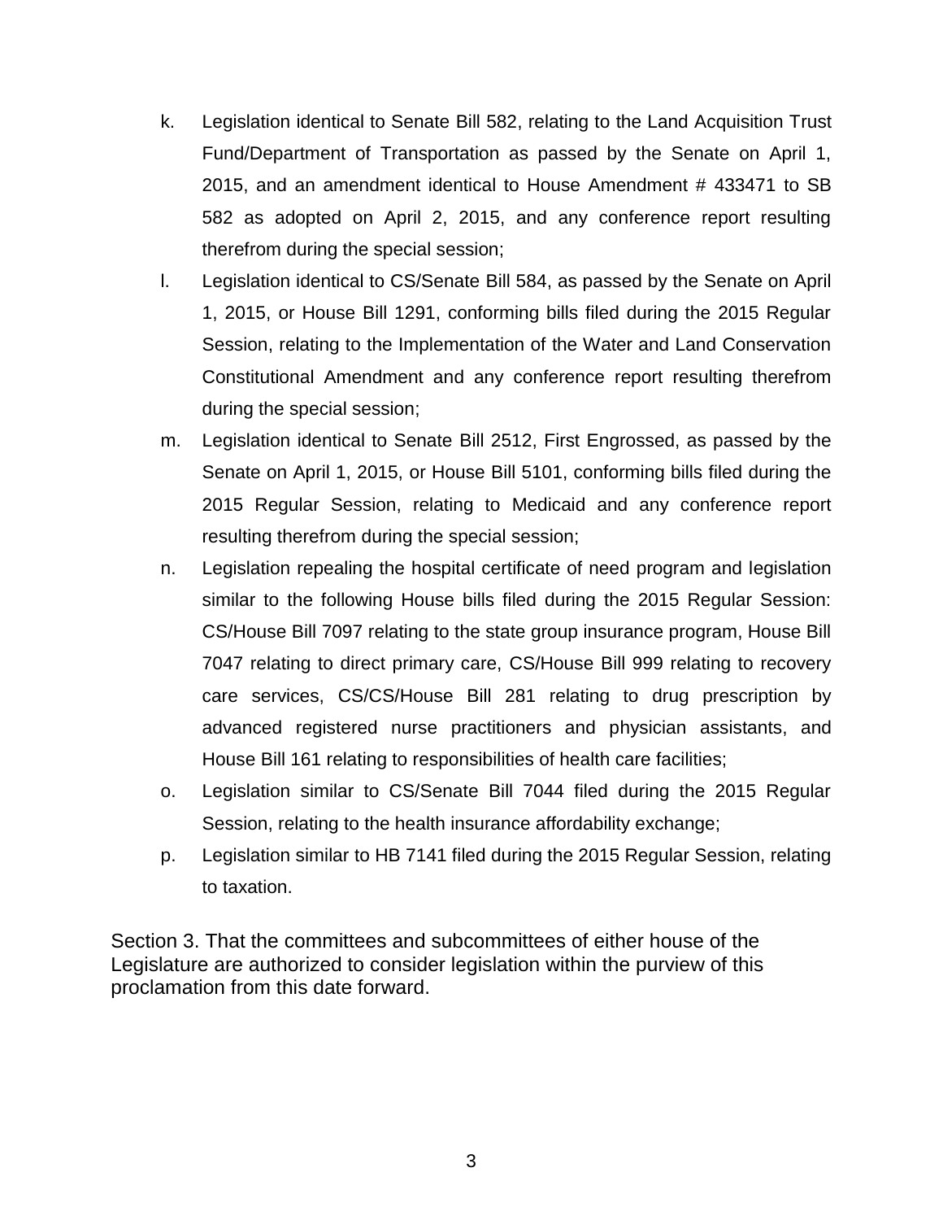k. Legislation identical to Senate Bill 582, relating to the Land Acquisition Trust Fund/Department of Transportation as passed by the Senate on April 1, 2015, and an amendment identical to House Amendment # 433471 to SB 582 as adopted on April 2, 2015, and any conference report resulting therefrom during the special session;

l. Legislation identical to CS/Senate Bill 584, as passed by the Senate on April 1, 2015, or House Bill 1291, conforming bills filed during the 2015 Regular Session, relating to the Implementation of the Water and Land Conservation Constitutional Amendment and any conference report resulting therefrom during the special session;

m. Legislation identical to Senate Bill 2512, First Engrossed, as passed by the Senate on April 1, 2015, or House Bill 5101, conforming bills filed during the 2015 Regular Session, relating to Medicaid and any conference report resulting therefrom during the special session;

n. Legislation repealing the hospital certificate of need program and legislation similar to the following House bills filed during the 2015 Regular Session: CS/House Bill 7097 relating to the state group insurance program, House Bill 7047 relating to direct primary care, CS/House Bill 999 relating to recovery care services, CS/CS/House Bill 281 relating to drug prescription by advanced registered nurse practitioners and physician assistants, and House Bill 161 relating to responsibilities of health care facilities;

o. Legislation similar to CS/Senate Bill 7044 filed during the 2015 Regular Session, relating to the health insurance affordability exchange;

p. Legislation similar to HB 7141 filed during the 2015 Regular Session, relating to taxation.

Section 3. That the committees and subcommittees of either house of the Legislature are authorized to consider legislation within the purview of this proclamation from this date forward.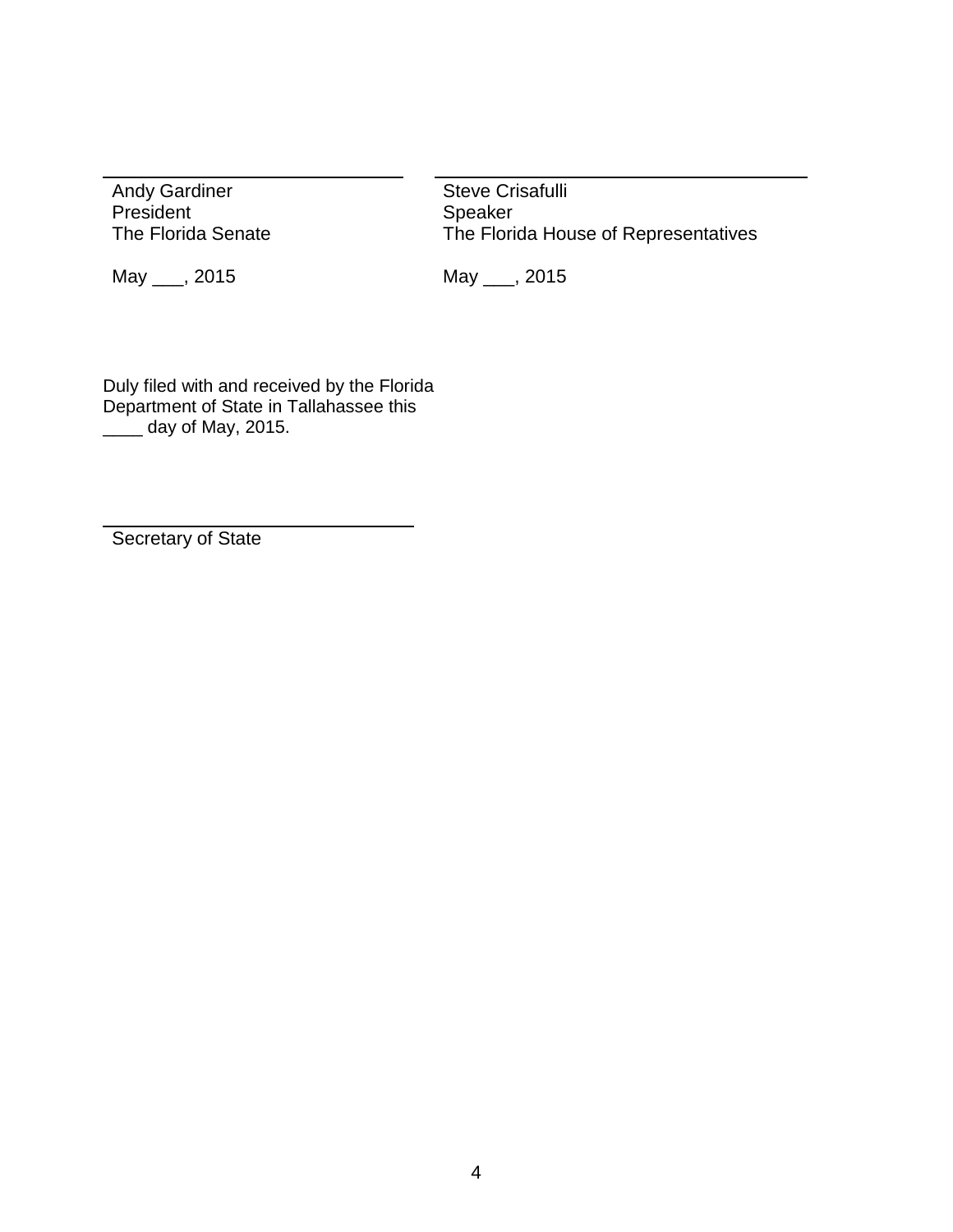Andy Gardiner  
President  
The Florida Senate

May ___, 2015

Steve Crisafulli  
Speaker  
The Florida House of Representatives

May ___, 2015

Duly filed with and received by the Florida Department of State in Tallahassee this ____ day of May, 2015.

Secretary of State